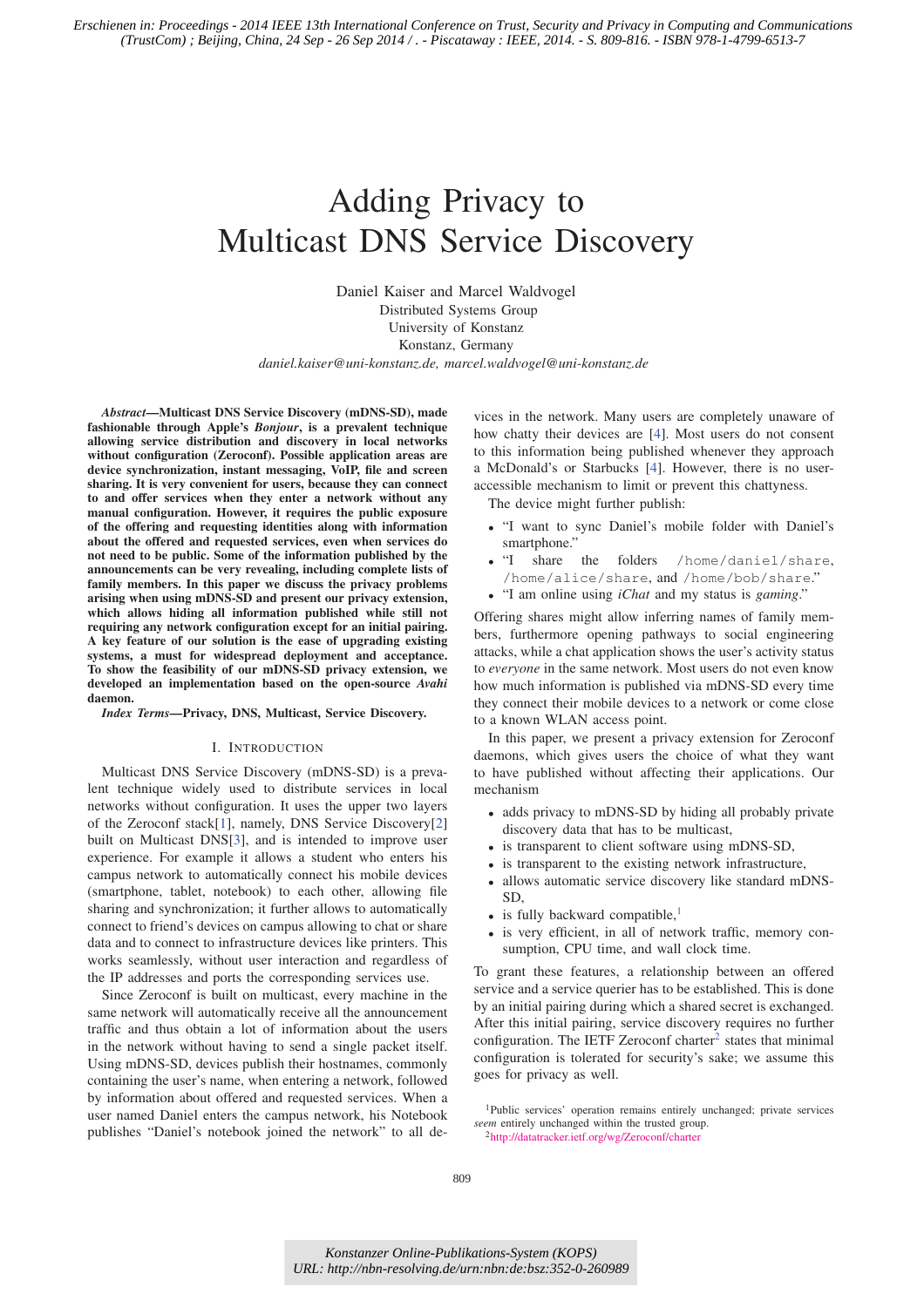Erschienen in: Proceedings - 2014 IEEE 13th International Conference on Trust, Security and Privacy in Computing and Communications (TrustCom) ; Beijing, China, 24 Sep - 26 Sep 2014 / . - Piscataway : IEEE, 2014. - S. 809-816. - ISBN 978-1-4799-6513-7

# Adding Privacy to Multicast DNS Service Discovery

Daniel Kaiser and Marcel Waldvogel
Distributed Systems Group
University of Konstanz
Konstanz, Germany
*daniel.kaiser@uni-konstanz.de, marcel.waldvogel@uni-konstanz.de*

***Abstract*—Multicast DNS Service Discovery (mDNS-SD), made fashionable through Apple's *Bonjour*, is a prevalent technique allowing service distribution and discovery in local networks without configuration (Zeroconf). Possible application areas are device synchronization, instant messaging, VoIP, file and screen sharing. It is very convenient for users, because they can connect to and offer services when they enter a network without any manual configuration. However, it requires the public exposure of the offering and requesting identities along with information about the offered and requested services, even when services do not need to be public. Some of the information published by the announcements can be very revealing, including complete lists of family members. In this paper we discuss the privacy problems arising when using mDNS-SD and present our privacy extension, which allows hiding all information published while still not requiring any network configuration except for an initial pairing. A key feature of our solution is the ease of upgrading existing systems, a must for widespread deployment and acceptance. To show the feasibility of our mDNS-SD privacy extension, we developed an implementation based on the open-source *Avahi* daemon.**

***Index Terms*—Privacy, DNS, Multicast, Service Discovery.**

## I. Introduction

Multicast DNS Service Discovery (mDNS-SD) is a prevalent technique widely used to distribute services in local networks without configuration. It uses the upper two layers of the Zeroconf stack[1], namely, DNS Service Discovery[2] built on Multicast DNS[3], and is intended to improve user experience. For example it allows a student who enters his campus network to automatically connect his mobile devices (smartphone, tablet, notebook) to each other, allowing file sharing and synchronization; it further allows to automatically connect to friend's devices on campus allowing to chat or share data and to connect to infrastructure devices like printers. This works seamlessly, without user interaction and regardless of the IP addresses and ports the corresponding services use.

Since Zeroconf is built on multicast, every machine in the same network will automatically receive all the announcement traffic and thus obtain a lot of information about the users in the network without having to send a single packet itself. Using mDNS-SD, devices publish their hostnames, commonly containing the user's name, when entering a network, followed by information about offered and requested services. When a user named Daniel enters the campus network, his Notebook publishes "Daniel's notebook joined the network" to all devices in the network. Many users are completely unaware of how chatty their devices are [4]. Most users do not consent to this information being published whenever they approach a McDonald's or Starbucks [4]. However, there is no user-accessible mechanism to limit or prevent this chattyness.

The device might further publish:

- "I want to sync Daniel's mobile folder with Daniel's smartphone."
- "I share the folders `/home/daniel/share`, `/home/alice/share`, and `/home/bob/share`."
- "I am online using *iChat* and my status is *gaming*."

Offering shares might allow inferring names of family members, furthermore opening pathways to social engineering attacks, while a chat application shows the user's activity status to *everyone* in the same network. Most users do not even know how much information is published via mDNS-SD every time they connect their mobile devices to a network or come close to a known WLAN access point.

In this paper, we present a privacy extension for Zeroconf daemons, which gives users the choice of what they want to have published without affecting their applications. Our mechanism

- adds privacy to mDNS-SD by hiding all probably private discovery data that has to be multicast,
- is transparent to client software using mDNS-SD,
- is transparent to the existing network infrastructure,
- allows automatic service discovery like standard mDNS-SD,
- is fully backward compatible,[1]
- is very efficient, in all of network traffic, memory consumption, CPU time, and wall clock time.

To grant these features, a relationship between an offered service and a service querier has to be established. This is done by an initial pairing during which a shared secret is exchanged. After this initial pairing, service discovery requires no further configuration. The IETF Zeroconf charter[2] states that minimal configuration is tolerated for security's sake; we assume this goes for privacy as well.

[1]Public services' operation remains entirely unchanged; private services *seem* entirely unchanged within the trusted group.

[2]http://datatracker.ietf.org/wg/Zeroconf/charter

Konstanzer Online-Publikations-System (KOPS)
URL: http://nbn-resolving.de/urn:nbn:de:bsz:352-0-260989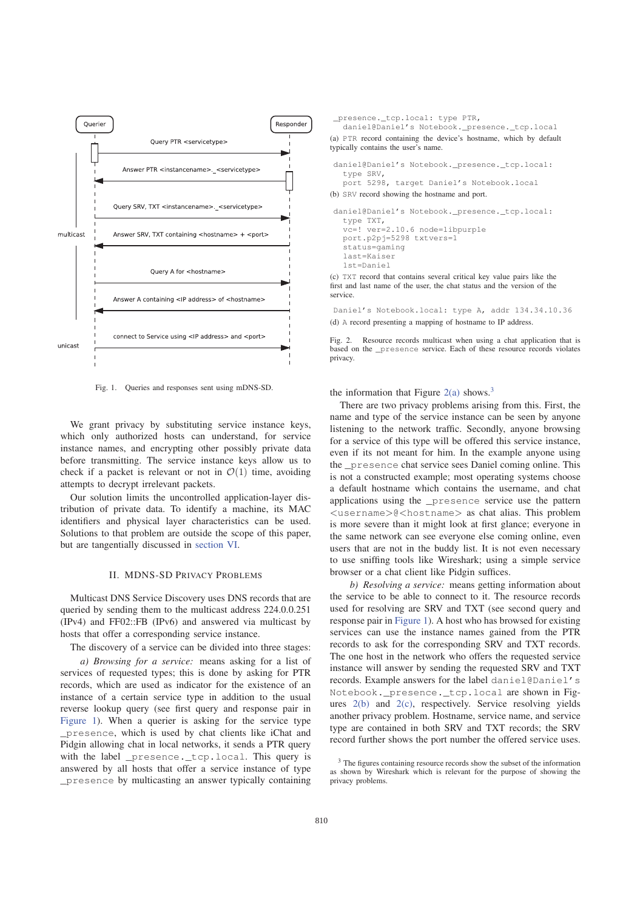Querier | Responder

Query PTR <servicetype>

Answer PTR <instancename>._<servicetype>

Query SRV, TXT <instancename>._<servicetype>

multicast — Answer SRV, TXT containing <hostname> + <port>

Query A for <hostname>

Answer A containing <IP address> of <hostname>

unicast — connect to Service using <IP address> and <port>

Fig. 1. Queries and responses sent using mDNS-SD.

We grant privacy by substituting service instance keys, which only authorized hosts can understand, for service instance names, and encrypting other possibly private data before transmitting. The service instance keys allow us to check if a packet is relevant or not in $\mathcal{O}(1)$ time, avoiding attempts to decrypt irrelevant packets.

Our solution limits the uncontrolled application-layer distribution of private data. To identify a machine, its MAC identifiers and physical layer characteristics can be used. Solutions to that problem are outside the scope of this paper, but are tangentially discussed in section VI.

## II. MDNS-SD Privacy Problems

Multicast DNS Service Discovery uses DNS records that are queried by sending them to the multicast address 224.0.0.251 (IPv4) and FF02::FB (IPv6) and answered via multicast by hosts that offer a corresponding service instance.

The discovery of a service can be divided into three stages:

*a) Browsing for a service:* means asking for a list of services of requested types; this is done by asking for PTR records, which are used as indicator for the existence of an instance of a certain service type in addition to the usual reverse lookup query (see first query and response pair in Figure 1). When a querier is asking for the service type `_presence`, which is used by chat clients like iChat and Pidgin allowing chat in local networks, it sends a PTR query with the label `_presence._tcp.local`. This query is answered by all hosts that offer a service instance of type `_presence` by multicasting an answer typically containing the information that Figure 2(a) shows.[3]

```
_presence._tcp.local: type PTR,
   daniel@Daniel's Notebook._presence._tcp.local
```

(a) `PTR` record containing the device's hostname, which by default typically contains the user's name.

```
daniel@Daniel's Notebook._presence._tcp.local:
   type SRV,
   port 5298, target Daniel's Notebook.local
```

(b) `SRV` record showing the hostname and port.

```
daniel@Daniel's Notebook._presence._tcp.local:
   type TXT,
   vc=! ver=2.10.6 node=libpurple
   port.p2pj=5298 txtvers=1
   status=gaming
   last=Kaiser
   1st=Daniel
```

(c) `TXT` record that contains several critical key value pairs like the first and last name of the user, the chat status and the version of the service.

```
Daniel's Notebook.local: type A, addr 134.34.10.36
```

(d) `A` record presenting a mapping of hostname to IP address.

Fig. 2. Resource records multicast when using a chat application that is based on the `_presence` service. Each of these resource records violates privacy.

There are two privacy problems arising from this. First, the name and type of the service instance can be seen by anyone listening to the network traffic. Secondly, anyone browsing for a service of this type will be offered this service instance, even if its not meant for him. In the example anyone using the `_presence` chat service sees Daniel coming online. This is not a constructed example; most operating systems choose a default hostname which contains the username, and chat applications using the `_presence` service use the pattern `<username>@<hostname>` as chat alias. This problem is more severe than it might look at first glance; everyone in the same network can see everyone else coming online, even users that are not in the buddy list. It is not even necessary to use sniffing tools like Wireshark; using a simple service browser or a chat client like Pidgin suffices.

*b) Resolving a service:* means getting information about the service to be able to connect to it. The resource records used for resolving are SRV and TXT (see second query and response pair in Figure 1). A host who has browsed for existing services can use the instance names gained from the PTR records to ask for the corresponding SRV and TXT records. The one host in the network who offers the requested service instance will answer by sending the requested SRV and TXT records. Example answers for the label `daniel@Daniel's Notebook._presence._tcp.local` are shown in Figures 2(b) and 2(c), respectively. Service resolving yields another privacy problem. Hostname, service name, and service type are contained in both SRV and TXT records; the SRV record further shows the port number the offered service uses.

[3] The figures containing resource records show the subset of the information as shown by Wireshark which is relevant for the purpose of showing the privacy problems.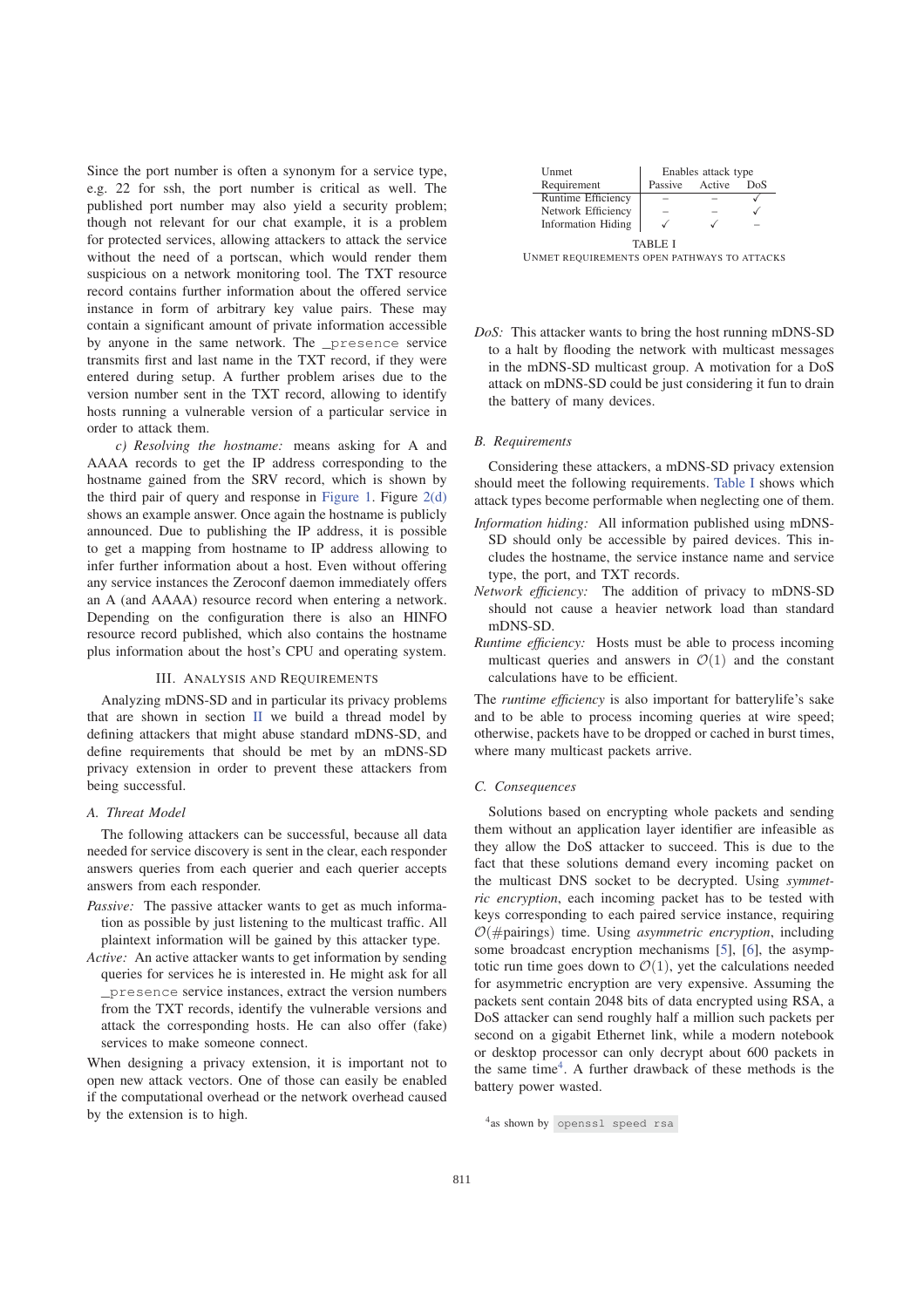Since the port number is often a synonym for a service type, e.g. 22 for ssh, the port number is critical as well. The published port number may also yield a security problem; though not relevant for our chat example, it is a problem for protected services, allowing attackers to attack the service without the need of a portscan, which would render them suspicious on a network monitoring tool. The TXT resource record contains further information about the offered service instance in form of arbitrary key value pairs. These may contain a significant amount of private information accessible by anyone in the same network. The `_presence` service transmits first and last name in the TXT record, if they were entered during setup. A further problem arises due to the version number sent in the TXT record, allowing to identify hosts running a vulnerable version of a particular service in order to attack them.

*c) Resolving the hostname:* means asking for A and AAAA records to get the IP address corresponding to the hostname gained from the SRV record, which is shown by the third pair of query and response in Figure 1. Figure 2(d) shows an example answer. Once again the hostname is publicly announced. Due to publishing the IP address, it is possible to get a mapping from hostname to IP address allowing to infer further information about a host. Even without offering any service instances the Zeroconf daemon immediately offers an A (and AAAA) resource record when entering a network. Depending on the configuration there is also an HINFO resource record published, which also contains the hostname plus information about the host's CPU and operating system.

## III. Analysis and Requirements

Analyzing mDNS-SD and in particular its privacy problems that are shown in section II we build a thread model by defining attackers that might abuse standard mDNS-SD, and define requirements that should be met by an mDNS-SD privacy extension in order to prevent these attackers from being successful.

### A. Threat Model

The following attackers can be successful, because all data needed for service discovery is sent in the clear, each responder answers queries from each querier and each querier accepts answers from each responder.

*Passive:* The passive attacker wants to get as much information as possible by just listening to the multicast traffic. All plaintext information will be gained by this attacker type.

*Active:* An active attacker wants to get information by sending queries for services he is interested in. He might ask for all `_presence` service instances, extract the version numbers from the TXT records, identify the vulnerable versions and attack the corresponding hosts. He can also offer (fake) services to make someone connect.

When designing a privacy extension, it is important not to open new attack vectors. One of those can easily be enabled if the computational overhead or the network overhead caused by the extension is to high.

| Unmet Requirement | Enables attack type: Passive | Active | DoS |
|---|---|---|---|
| Runtime Efficiency | – | – | ✓ |
| Network Efficiency | – | – | ✓ |
| Information Hiding | ✓ | ✓ | – |

TABLE I
UNMET REQUIREMENTS OPEN PATHWAYS TO ATTACKS

*DoS:* This attacker wants to bring the host running mDNS-SD to a halt by flooding the network with multicast messages in the mDNS-SD multicast group. A motivation for a DoS attack on mDNS-SD could be just considering it fun to drain the battery of many devices.

### B. Requirements

Considering these attackers, a mDNS-SD privacy extension should meet the following requirements. Table I shows which attack types become performable when neglecting one of them.

*Information hiding:* All information published using mDNS-SD should only be accessible by paired devices. This includes the hostname, the service instance name and service type, the port, and TXT records.

*Network efficiency:* The addition of privacy to mDNS-SD should not cause a heavier network load than standard mDNS-SD.

*Runtime efficiency:* Hosts must be able to process incoming multicast queries and answers in $\mathcal{O}(1)$ and the constant calculations have to be efficient.

The *runtime efficiency* is also important for batterylife's sake and to be able to process incoming queries at wire speed; otherwise, packets have to be dropped or cached in burst times, where many multicast packets arrive.

### C. Consequences

Solutions based on encrypting whole packets and sending them without an application layer identifier are infeasible as they allow the DoS attacker to succeed. This is due to the fact that these solutions demand every incoming packet on the multicast DNS socket to be decrypted. Using *symmetric encryption*, each incoming packet has to be tested with keys corresponding to each paired service instance, requiring $\mathcal{O}(\#\text{pairings})$ time. Using *asymmetric encryption*, including some broadcast encryption mechanisms [5], [6], the asymptotic run time goes down to $\mathcal{O}(1)$, yet the calculations needed for asymmetric encryption are very expensive. Assuming the packets sent contain 2048 bits of data encrypted using RSA, a DoS attacker can send roughly half a million such packets per second on a gigabit Ethernet link, while a modern notebook or desktop processor can only decrypt about 600 packets in the same time[4]. A further drawback of these methods is the battery power wasted.

[4]as shown by `openssl speed rsa`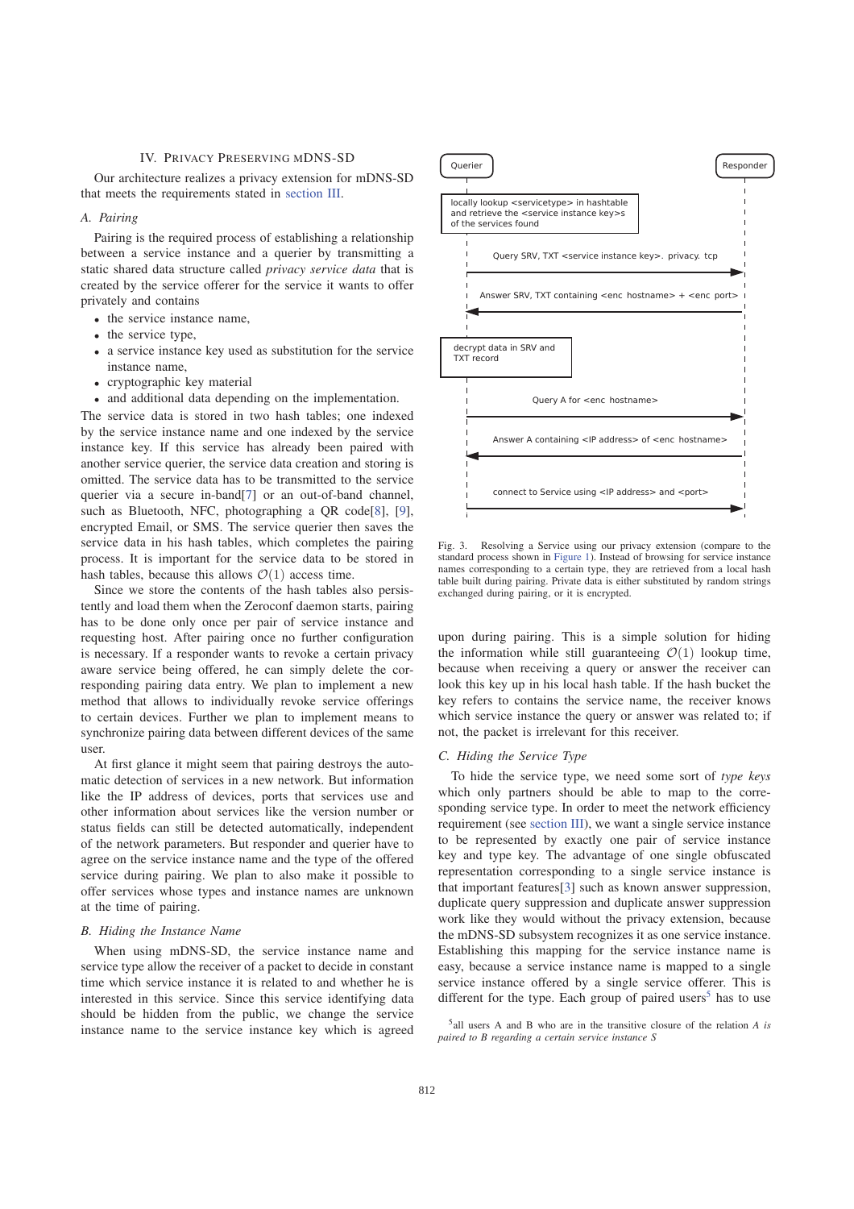## IV. Privacy Preserving mDNS-SD

Our architecture realizes a privacy extension for mDNS-SD that meets the requirements stated in section III.

### A. Pairing

Pairing is the required process of establishing a relationship between a service instance and a querier by transmitting a static shared data structure called *privacy service data* that is created by the service offerer for the service it wants to offer privately and contains

- the service instance name,
- the service type,
- a service instance key used as substitution for the service instance name,
- cryptographic key material
- and additional data depending on the implementation.

The service data is stored in two hash tables; one indexed by the service instance name and one indexed by the service instance key. If this service has already been paired with another service querier, the service data creation and storing is omitted. The service data has to be transmitted to the service querier via a secure in-band[7] or an out-of-band channel, such as Bluetooth, NFC, photographing a QR code[8], [9], encrypted Email, or SMS. The service querier then saves the service data in his hash tables, which completes the pairing process. It is important for the service data to be stored in hash tables, because this allows $\mathcal{O}(1)$ access time.

Since we store the contents of the hash tables also persistently and load them when the Zeroconf daemon starts, pairing has to be done only once per pair of service instance and requesting host. After pairing once no further configuration is necessary. If a responder wants to revoke a certain privacy aware service being offered, he can simply delete the corresponding pairing data entry. We plan to implement a new method that allows to individually revoke service offerings to certain devices. Further we plan to implement means to synchronize pairing data between different devices of the same user.

At first glance it might seem that pairing destroys the automatic detection of services in a new network. But information like the IP address of devices, ports that services use and other information about services like the version number or status fields can still be detected automatically, independent of the network parameters. But responder and querier have to agree on the service instance name and the type of the offered service during pairing. We plan to also make it possible to offer services whose types and instance names are unknown at the time of pairing.

### B. Hiding the Instance Name

When using mDNS-SD, the service instance name and service type allow the receiver of a packet to decide in constant time which service instance it is related to and whether he is interested in this service. Since this service identifying data should be hidden from the public, we change the service instance name to the service instance key which is agreed

Querier | Responder

locally lookup <servicetype> in hashtable and retrieve the <service instance key>s of the services found

Query SRV, TXT <service instance key>. privacy. tcp

Answer SRV, TXT containing <enc hostname> + <enc port>

decrypt data in SRV and TXT record

Query A for <enc hostname>

Answer A containing <IP address> of <enc hostname>

connect to Service using <IP address> and <port>

Fig. 3. Resolving a Service using our privacy extension (compare to the standard process shown in Figure 1). Instead of browsing for service instance names corresponding to a certain type, they are retrieved from a local hash table built during pairing. Private data is either substituted by random strings exchanged during pairing, or it is encrypted.

upon during pairing. This is a simple solution for hiding the information while still guaranteeing $\mathcal{O}(1)$ lookup time, because when receiving a query or answer the receiver can look this key up in his local hash table. If the hash bucket the key refers to contains the service name, the receiver knows which service instance the query or answer was related to; if not, the packet is irrelevant for this receiver.

### C. Hiding the Service Type

To hide the service type, we need some sort of *type keys* which only partners should be able to map to the corresponding service type. In order to meet the network efficiency requirement (see section III), we want a single service instance to be represented by exactly one pair of service instance key and type key. The advantage of one single obfuscated representation corresponding to a single service instance is that important features[3] such as known answer suppression, duplicate query suppression and duplicate answer suppression work like they would without the privacy extension, because the mDNS-SD subsystem recognizes it as one service instance. Establishing this mapping for the service instance name is easy, because a service instance name is mapped to a single service instance offered by a single service offerer. This is different for the type. Each group of paired users[5] has to use

[5]all users A and B who are in the transitive closure of the relation *A is paired to B regarding a certain service instance S*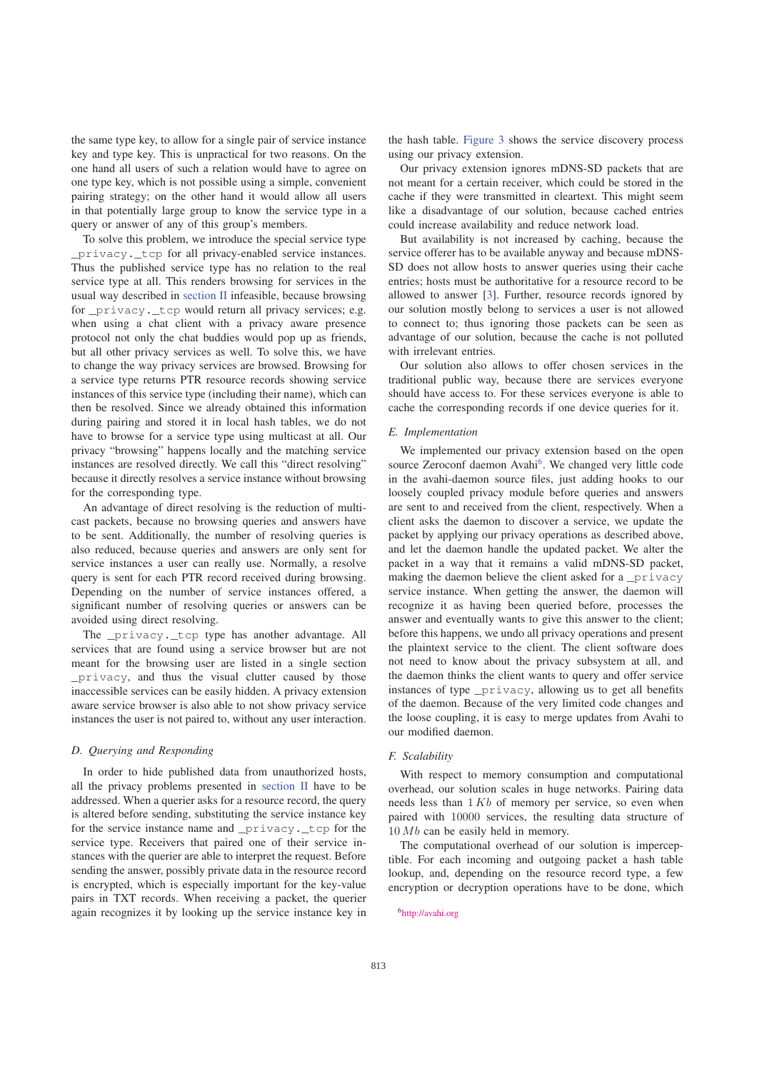the same type key, to allow for a single pair of service instance key and type key. This is unpractical for two reasons. On the one hand all users of such a relation would have to agree on one type key, which is not possible using a simple, convenient pairing strategy; on the other hand it would allow all users in that potentially large group to know the service type in a query or answer of any of this group's members.

To solve this problem, we introduce the special service type `_privacy._tcp` for all privacy-enabled service instances. Thus the published service type has no relation to the real service type at all. This renders browsing for services in the usual way described in section II infeasible, because browsing for `_privacy._tcp` would return all privacy services; e.g. when using a chat client with a privacy aware presence protocol not only the chat buddies would pop up as friends, but all other privacy services as well. To solve this, we have to change the way privacy services are browsed. Browsing for a service type returns PTR resource records showing service instances of this service type (including their name), which can then be resolved. Since we already obtained this information during pairing and stored it in local hash tables, we do not have to browse for a service type using multicast at all. Our privacy "browsing" happens locally and the matching service instances are resolved directly. We call this "direct resolving" because it directly resolves a service instance without browsing for the corresponding type.

An advantage of direct resolving is the reduction of multicast packets, because no browsing queries and answers have to be sent. Additionally, the number of resolving queries is also reduced, because queries and answers are only sent for service instances a user can really use. Normally, a resolve query is sent for each PTR record received during browsing. Depending on the number of service instances offered, a significant number of resolving queries or answers can be avoided using direct resolving.

The `_privacy._tcp` type has another advantage. All services that are found using a service browser but are not meant for the browsing user are listed in a single section `_privacy`, and thus the visual clutter caused by those inaccessible services can be easily hidden. A privacy extension aware service browser is also able to not show privacy service instances the user is not paired to, without any user interaction.

### D. Querying and Responding

In order to hide published data from unauthorized hosts, all the privacy problems presented in section II have to be addressed. When a querier asks for a resource record, the query is altered before sending, substituting the service instance key for the service instance name and `_privacy._tcp` for the service type. Receivers that paired one of their service instances with the querier are able to interpret the request. Before sending the answer, possibly private data in the resource record is encrypted, which is especially important for the key-value pairs in TXT records. When receiving a packet, the querier again recognizes it by looking up the service instance key in the hash table. Figure 3 shows the service discovery process using our privacy extension.

Our privacy extension ignores mDNS-SD packets that are not meant for a certain receiver, which could be stored in the cache if they were transmitted in cleartext. This might seem like a disadvantage of our solution, because cached entries could increase availability and reduce network load.

But availability is not increased by caching, because the service offerer has to be available anyway and because mDNS-SD does not allow hosts to answer queries using their cache entries; hosts must be authoritative for a resource record to be allowed to answer [3]. Further, resource records ignored by our solution mostly belong to services a user is not allowed to connect to; thus ignoring those packets can be seen as advantage of our solution, because the cache is not polluted with irrelevant entries.

Our solution also allows to offer chosen services in the traditional public way, because there are services everyone should have access to. For these services everyone is able to cache the corresponding records if one device queries for it.

### E. Implementation

We implemented our privacy extension based on the open source Zeroconf daemon Avahi[6]. We changed very little code in the avahi-daemon source files, just adding hooks to our loosely coupled privacy module before queries and answers are sent to and received from the client, respectively. When a client asks the daemon to discover a service, we update the packet by applying our privacy operations as described above, and let the daemon handle the updated packet. We alter the packet in a way that it remains a valid mDNS-SD packet, making the daemon believe the client asked for a `_privacy` service instance. When getting the answer, the daemon will recognize it as having been queried before, processes the answer and eventually wants to give this answer to the client; before this happens, we undo all privacy operations and present the plaintext service to the client. The client software does not need to know about the privacy subsystem at all, and the daemon thinks the client wants to query and offer service instances of type `_privacy`, allowing us to get all benefits of the daemon. Because of the very limited code changes and the loose coupling, it is easy to merge updates from Avahi to our modified daemon.

### F. Scalability

With respect to memory consumption and computational overhead, our solution scales in huge networks. Pairing data needs less than $1\,Kb$ of memory per service, so even when paired with $10000$ services, the resulting data structure of $10\,Mb$ can be easily held in memory.

The computational overhead of our solution is imperceptible. For each incoming and outgoing packet a hash table lookup, and, depending on the resource record type, a few encryption or decryption operations have to be done, which

[6] http://avahi.org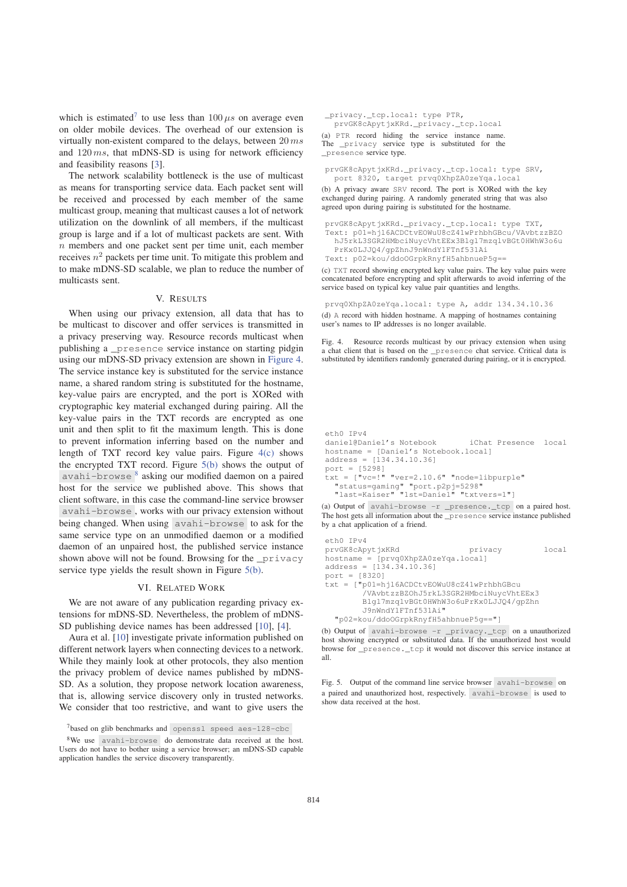which is estimated[7] to use less than $100\,\mu s$ on average even on older mobile devices. The overhead of our extension is virtually non-existent compared to the delays, between $20\,ms$ and $120\,ms$, that mDNS-SD is using for network efficiency and feasibility reasons [3].

The network scalability bottleneck is the use of multicast as means for transporting service data. Each packet sent will be received and processed by each member of the same multicast group, meaning that multicast causes a lot of network utilization on the downlink of all members, if the multicast group is large and if a lot of multicast packets are sent. With $n$ members and one packet sent per time unit, each member receives $n^2$ packets per time unit. To mitigate this problem and to make mDNS-SD scalable, we plan to reduce the number of multicasts sent.

## V. Results

When using our privacy extension, all data that has to be multicast to discover and offer services is transmitted in a privacy preserving way. Resource records multicast when publishing a `_presence` service instance on starting pidgin using our mDNS-SD privacy extension are shown in Figure 4. The service instance key is substituted for the service instance name, a shared random string is substituted for the hostname, key-value pairs are encrypted, and the port is XORed with cryptographic key material exchanged during pairing. All the key-value pairs in the TXT records are encrypted as one unit and then split to fit the maximum length. This is done to prevent information inferring based on the number and length of TXT record key value pairs. Figure 4(c) shows the encrypted TXT record. Figure 5(b) shows the output of `avahi-browse`[8] asking our modified daemon on a paired host for the service we published above. This shows that client software, in this case the command-line service browser `avahi-browse`, works with our privacy extension without being changed. When using `avahi-browse` to ask for the same service type on an unmodified daemon or a modified daemon of an unpaired host, the published service instance shown above will not be found. Browsing for the `_privacy` service type yields the result shown in Figure 5(b).

## VI. Related Work

We are not aware of any publication regarding privacy extensions for mDNS-SD. Nevertheless, the problem of mDNS-SD publishing device names has been addressed [10], [4].

Aura et al. [10] investigate private information published on different network layers when connecting devices to a network. While they mainly look at other protocols, they also mention the privacy problem of device names published by mDNS-SD. As a solution, they propose network location awareness, that is, allowing service discovery only in trusted networks. We consider that too restrictive, and want to give users the

[7] based on glib benchmarks and `openssl speed aes-128-cbc`

[8] We use `avahi-browse` do demonstrate data received at the host. Users do not have to bother using a service browser; an mDNS-SD capable application handles the service discovery transparently.

```
_privacy._tcp.local: type PTR,
   prvGK8cApytjxKRd._privacy._tcp.local
```

(a) PTR record hiding the service instance name. The `_privacy` service type is substituted for the `_presence` service type.

```
prvGK8cApytjxKRd._privacy._tcp.local: type SRV,
   port 8320, target prvq0XhpZA0zeYqa.local
```

(b) A privacy aware SRV record. The port is XORed with the key exchanged during pairing. A randomly generated string that was also agreed upon during pairing is substituted for the hostname.

```
prvGK8cApytjxKRd._privacy._tcp.local: type TXT,
Text: p01=hj16ACDCtvEOWuU8cZ41wPrhbhGBcu/VAvbtzzBZO
   hJ5rkL3SGR2HMbciNuycVhtEEx3Blgl7mzqlvBGt0HWhW3o6u
   PrKx0LJJQ4/gpZhnJ9nWndY1FTnf531Ai
Text: p02=kou/ddoOGrpkRnyfH5ahbnueP5g==
```

(c) TXT record showing encrypted key value pairs. The key value pairs were concatenated before encrypting and split afterwards to avoid inferring of the service based on typical key value pair quantities and lengths.

```
prvq0XhpZA0zeYqa.local: type A, addr 134.34.10.36
```

(d) A record with hidden hostname. A mapping of hostnames containing user's names to IP addresses is no longer available.

Fig. 4. Resource records multicast by our privacy extension when using a chat client that is based on the `_presence` chat service. Critical data is substituted by identifiers randomly generated during pairing, or it is encrypted.

```
eth0 IPv4
daniel@Daniel's Notebook        iChat Presence   local
hostname = [Daniel's Notebook.local]
address = [134.34.10.36]
port = [5298]
txt = ["vc=!" "ver=2.10.6" "node=libpurple"
  "status=gaming" "port.p2pj=5298"
  "last=Kaiser" "1st=Daniel" "txtvers=1"]
```

(a) Output of `avahi-browse -r _presence._tcp` on a paired host. The host gets all information about the `_presence` service instance published by a chat application of a friend.

```
eth0 IPv4
prvGK8cApytjxKRd                privacy          local
hostname = [prvq0XhpZA0zeYqa.local]
address = [134.34.10.36]
port = [8320]
txt = ["p01=hj16ACDCtvEOWuU8cZ41wPrhbhGBcu
        /VAvbtzzBZOhJ5rkL3SGR2HMbciNuycVhtEEx3
        Blgl7mzqlvBGt0HWhW3o6uPrKx0LJJQ4/gpZhn
        J9nWndY1FTnf531Ai"
  "p02=kou/ddoOGrpkRnyfH5ahbnueP5g=="]
```

(b) Output of `avahi-browse -r _privacy._tcp` on a unauthorized host showing encrypted or substituted data. If the unauthorized host would browse for `_presence._tcp` it would not discover this service instance at all.

Fig. 5. Output of the command line service browser `avahi-browse` on a paired and unauthorized host, respectively. `avahi-browse` is used to show data received at the host.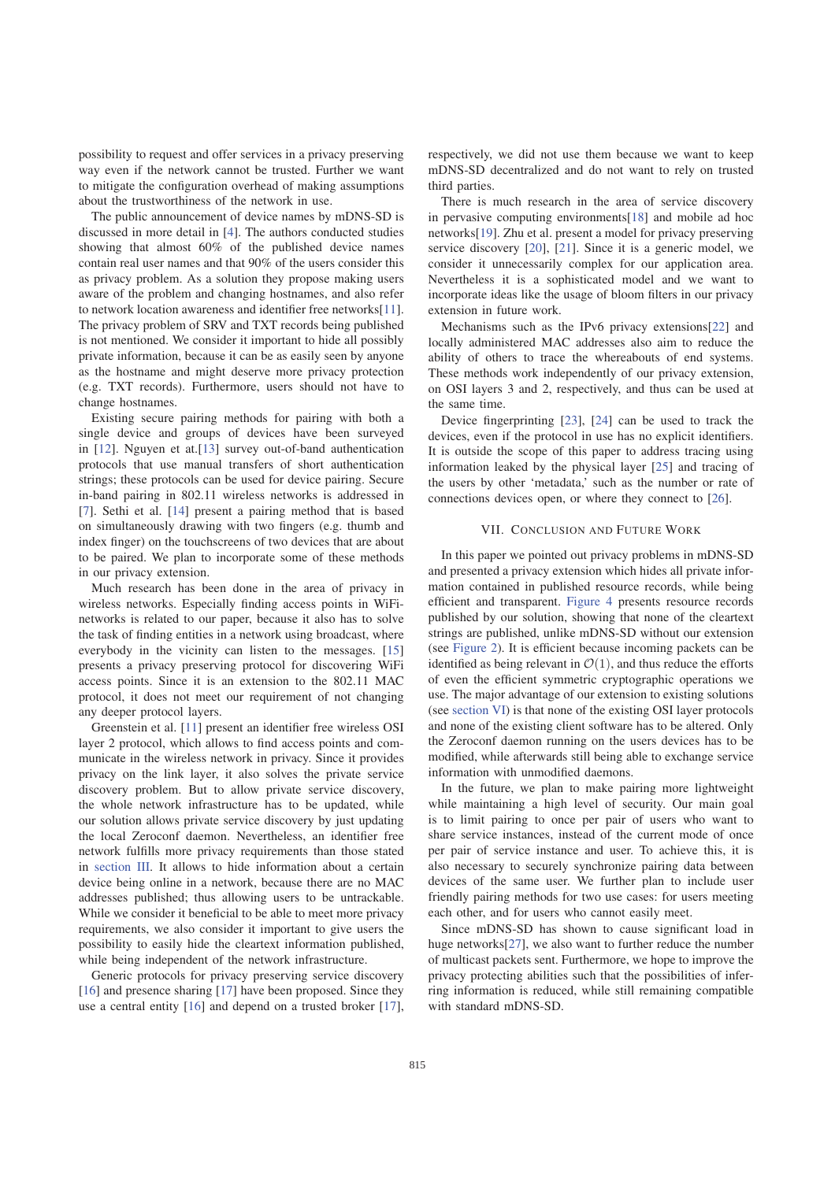possibility to request and offer services in a privacy preserving way even if the network cannot be trusted. Further we want to mitigate the configuration overhead of making assumptions about the trustworthiness of the network in use.

The public announcement of device names by mDNS-SD is discussed in more detail in [4]. The authors conducted studies showing that almost 60% of the published device names contain real user names and that 90% of the users consider this as privacy problem. As a solution they propose making users aware of the problem and changing hostnames, and also refer to network location awareness and identifier free networks[11]. The privacy problem of SRV and TXT records being published is not mentioned. We consider it important to hide all possibly private information, because it can be as easily seen by anyone as the hostname and might deserve more privacy protection (e.g. TXT records). Furthermore, users should not have to change hostnames.

Existing secure pairing methods for pairing with both a single device and groups of devices have been surveyed in [12]. Nguyen et al.[13] survey out-of-band authentication protocols that use manual transfers of short authentication strings; these protocols can be used for device pairing. Secure in-band pairing in 802.11 wireless networks is addressed in [7]. Sethi et al. [14] present a pairing method that is based on simultaneously drawing with two fingers (e.g. thumb and index finger) on the touchscreens of two devices that are about to be paired. We plan to incorporate some of these methods in our privacy extension.

Much research has been done in the area of privacy in wireless networks. Especially finding access points in WiFi-networks is related to our paper, because it also has to solve the task of finding entities in a network using broadcast, where everybody in the vicinity can listen to the messages. [15] presents a privacy preserving protocol for discovering WiFi access points. Since it is an extension to the 802.11 MAC protocol, it does not meet our requirement of not changing any deeper protocol layers.

Greenstein et al. [11] present an identifier free wireless OSI layer 2 protocol, which allows to find access points and communicate in the wireless network in privacy. Since it provides privacy on the link layer, it also solves the private service discovery problem. But to allow private service discovery, the whole network infrastructure has to be updated, while our solution allows private service discovery by just updating the local Zeroconf daemon. Nevertheless, an identifier free network fulfills more privacy requirements than those stated in section III. It allows to hide information about a certain device being online in a network, because there are no MAC addresses published; thus allowing users to be untrackable. While we consider it beneficial to be able to meet more privacy requirements, we also consider it important to give users the possibility to easily hide the cleartext information published, while being independent of the network infrastructure.

Generic protocols for privacy preserving service discovery [16] and presence sharing [17] have been proposed. Since they use a central entity [16] and depend on a trusted broker [17], respectively, we did not use them because we want to keep mDNS-SD decentralized and do not want to rely on trusted third parties.

There is much research in the area of service discovery in pervasive computing environments[18] and mobile ad hoc networks[19]. Zhu et al. present a model for privacy preserving service discovery [20], [21]. Since it is a generic model, we consider it unnecessarily complex for our application area. Nevertheless it is a sophisticated model and we want to incorporate ideas like the usage of bloom filters in our privacy extension in future work.

Mechanisms such as the IPv6 privacy extensions[22] and locally administered MAC addresses also aim to reduce the ability of others to trace the whereabouts of end systems. These methods work independently of our privacy extension, on OSI layers 3 and 2, respectively, and thus can be used at the same time.

Device fingerprinting [23], [24] can be used to track the devices, even if the protocol in use has no explicit identifiers. It is outside the scope of this paper to address tracing using information leaked by the physical layer [25] and tracing of the users by other 'metadata,' such as the number or rate of connections devices open, or where they connect to [26].

## VII. Conclusion and Future Work

In this paper we pointed out privacy problems in mDNS-SD and presented a privacy extension which hides all private information contained in published resource records, while being efficient and transparent. Figure 4 presents resource records published by our solution, showing that none of the cleartext strings are published, unlike mDNS-SD without our extension (see Figure 2). It is efficient because incoming packets can be identified as being relevant in $\mathcal{O}(1)$, and thus reduce the efforts of even the efficient symmetric cryptographic operations we use. The major advantage of our extension to existing solutions (see section VI) is that none of the existing OSI layer protocols and none of the existing client software has to be altered. Only the Zeroconf daemon running on the users devices has to be modified, while afterwards still being able to exchange service information with unmodified daemons.

In the future, we plan to make pairing more lightweight while maintaining a high level of security. Our main goal is to limit pairing to once per pair of users who want to share service instances, instead of the current mode of once per pair of service instance and user. To achieve this, it is also necessary to securely synchronize pairing data between devices of the same user. We further plan to include user friendly pairing methods for two use cases: for users meeting each other, and for users who cannot easily meet.

Since mDNS-SD has shown to cause significant load in huge networks[27], we also want to further reduce the number of multicast packets sent. Furthermore, we hope to improve the privacy protecting abilities such that the possibilities of inferring information is reduced, while still remaining compatible with standard mDNS-SD.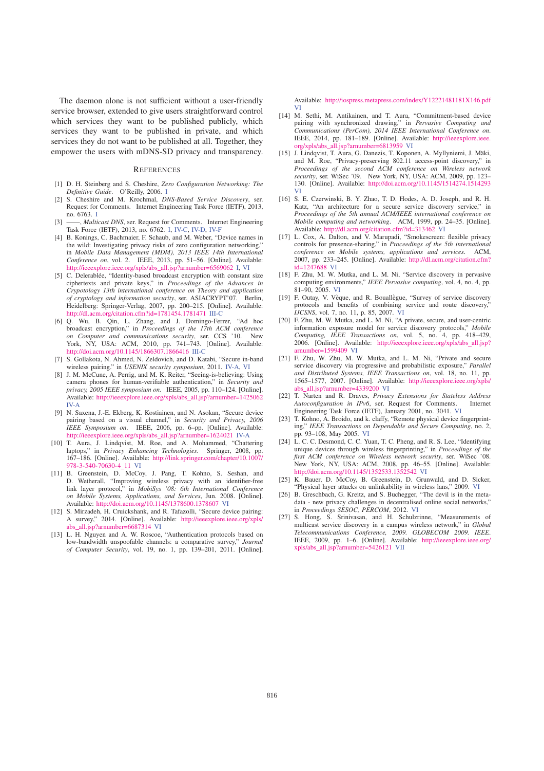The daemon alone is not sufficient without a user-friendly service browser, extended to give users straightforward control which services they want to be published publicly, which services they want to be published in private, and which services they do not want to be published at all. Together, they empower the users with mDNS-SD privacy and transparency.

## References

[1] D. H. Steinberg and S. Cheshire, *Zero Configuration Networking: The Definitive Guide*. O'Reilly, 2006. I

[2] S. Cheshire and M. Krochmal, *DNS-Based Service Discovery*, ser. Request for Comments. Internet Engineering Task Force (IETF), 2013, no. 6763. I

[3] ——, *Multicast DNS*, ser. Request for Comments. Internet Engineering Task Force (IETF), 2013, no. 6762. I, IV-C, IV-D, IV-F

[4] B. Konings, C. Bachmaier, F. Schaub, and M. Weber, "Device names in the wild: Investigating privacy risks of zero configuration networking," in *Mobile Data Management (MDM), 2013 IEEE 14th International Conference on*, vol. 2. IEEE, 2013, pp. 51–56. [Online]. Available: http://ieeexplore.ieee.org/xpls/abs_all.jsp?arnumber=6569062 I, VI

[5] C. Delerablée, "Identity-based broadcast encryption with constant size ciphertexts and private keys," in *Proceedings of the Advances in Crypotology 13th international conference on Theory and application of cryptology and information security*, ser. ASIACRYPT'07. Berlin, Heidelberg: Springer-Verlag, 2007, pp. 200–215. [Online]. Available: http://dl.acm.org/citation.cfm?id=1781454.1781471 III-C

[6] Q. Wu, B. Qin, L. Zhang, and J. Domingo-Ferrer, "Ad hoc broadcast encryption," in *Proceedings of the 17th ACM conference on Computer and communications security*, ser. CCS '10. New York, NY, USA: ACM, 2010, pp. 741–743. [Online]. Available: http://doi.acm.org/10.1145/1866307.1866416 III-C

[7] S. Gollakota, N. Ahmed, N. Zeldovich, and D. Katabi, "Secure in-band wireless pairing." in *USENIX security symposium*, 2011. IV-A, VI

[8] J. M. McCune, A. Perrig, and M. K. Reiter, "Seeing-is-believing: Using camera phones for human-verifiable authentication," in *Security and privacy, 2005 IEEE symposium on*. IEEE, 2005, pp. 110–124. [Online]. Available: http://ieeexplore.ieee.org/xpls/abs_all.jsp?arnumber=1425062 IV-A

[9] N. Saxena, J.-E. Ekberg, K. Kostiainen, and N. Asokan, "Secure device pairing based on a visual channel," in *Security and Privacy, 2006 IEEE Symposium on*. IEEE, 2006, pp. 6–pp. [Online]. Available: http://ieeexplore.ieee.org/xpls/abs_all.jsp?arnumber=1624021 IV-A

[10] T. Aura, J. Lindqvist, M. Roe, and A. Mohammed, "Chattering laptops," in *Privacy Enhancing Technologies*. Springer, 2008, pp. 167–186. [Online]. Available: http://link.springer.com/chapter/10.1007/978-3-540-70630-4_11 VI

[11] B. Greenstein, D. McCoy, J. Pang, T. Kohno, S. Seshan, and D. Wetherall, "Improving wireless privacy with an identifier-free link layer protocol," in *MobiSys '08: 6th International Conference on Mobile Systems, Applications, and Services*, Jun. 2008. [Online]. Available: http://doi.acm.org/10.1145/1378600.1378607 VI

[12] S. Mirzadeh, H. Cruickshank, and R. Tafazolli, "Secure device pairing: A survey," 2014. [Online]. Available: http://ieeexplore.ieee.org/xpls/abs_all.jsp?arnumber=6687314 VI

[13] L. H. Nguyen and A. W. Roscoe, "Authentication protocols based on low-bandwidth unspoofable channels: a comparative survey," *Journal of Computer Security*, vol. 19, no. 1, pp. 139–201, 2011. [Online]. Available: http://iospress.metapress.com/index/Y12221481181X146.pdf VI

[14] M. Sethi, M. Antikainen, and T. Aura, "Commitment-based device pairing with synchronized drawing," in *Pervasive Computing and Communications (PerCom), 2014 IEEE International Conference on*. IEEE, 2014, pp. 181–189. [Online]. Available: http://ieeexplore.ieee.org/xpls/abs_all.jsp?arnumber=6813959 VI

[15] J. Lindqvist, T. Aura, G. Danezis, T. Koponen, A. Myllyniemi, J. Mäki, and M. Roe, "Privacy-preserving 802.11 access-point discovery," in *Proceedings of the second ACM conference on Wireless network security*, ser. WiSec '09. New York, NY, USA: ACM, 2009, pp. 123–130. [Online]. Available: http://doi.acm.org/10.1145/1514274.1514293 VI

[16] S. E. Czerwinski, B. Y. Zhao, T. D. Hodes, A. D. Joseph, and R. H. Katz, "An architecture for a secure service discovery service," in *Proceedings of the 5th annual ACM/IEEE international conference on Mobile computing and networking*. ACM, 1999, pp. 24–35. [Online]. Available: http://dl.acm.org/citation.cfm?id=313462 VI

[17] L. Cox, A. Dalton, and V. Marupadi, "Smokescreen: flexible privacy controls for presence-sharing," in *Proceedings of the 5th international conference on Mobile systems, applications and services*. ACM, 2007, pp. 233–245. [Online]. Available: http://dl.acm.org/citation.cfm?id=1247688 VI

[18] F. Zhu, M. W. Mutka, and L. M. Ni, "Service discovery in pervasive computing environments," *IEEE Pervasive computing*, vol. 4, no. 4, pp. 81–90, 2005. VI

[19] F. Outay, V. Vèque, and R. Bouallègue, "Survey of service discovery protocols and benefits of combining service and route discovery," *IJCSNS*, vol. 7, no. 11, p. 85, 2007. VI

[20] F. Zhu, M. W. Mutka, and L. M. Ni, "A private, secure, and user-centric information exposure model for service discovery protocols," *Mobile Computing, IEEE Transactions on*, vol. 5, no. 4, pp. 418–429, 2006. [Online]. Available: http://ieeexplore.ieee.org/xpls/abs_all.jsp?arnumber=1599409 VI

[21] F. Zhu, W. Zhu, M. W. Mutka, and L. M. Ni, "Private and secure service discovery via progressive and probabilistic exposure," *Parallel and Distributed Systems, IEEE Transactions on*, vol. 18, no. 11, pp. 1565–1577, 2007. [Online]. Available: http://ieeexplore.ieee.org/xpls/abs_all.jsp?arnumber=4339200 VI

[22] T. Narten and R. Draves, *Privacy Extensions for Stateless Address Autoconfiguration in IPv6*, ser. Request for Comments. Internet Engineering Task Force (IETF), January 2001, no. 3041. VI

[23] T. Kohno, A. Broido, and k. claffy, "Remote physical device fingerprinting," *IEEE Transactions on Dependable and Secure Computing*, no. 2, pp. 93–108, May 2005. VI

[24] L. C. C. Desmond, C. C. Yuan, T. C. Pheng, and R. S. Lee, "Identifying unique devices through wireless fingerprinting," in *Proceedings of the first ACM conference on Wireless network security*, ser. WiSec '08. New York, NY, USA: ACM, 2008, pp. 46–55. [Online]. Available: http://doi.acm.org/10.1145/1352533.1352542 VI

[25] K. Bauer, D. McCoy, B. Greenstein, D. Grunwald, and D. Sicker, "Physical layer attacks on unlinkability in wireless lans," 2009. VI

[26] B. Greschbach, G. Kreitz, and S. Buchegger, "The devil is in the metadata - new privacy challenges in decentralised online social networks," in *Proceedings SESOC, PERCOM*, 2012. VI

[27] S. Hong, S. Srinivasan, and H. Schulzrinne, "Measurements of multicast service discovery in a campus wireless network," in *Global Telecommunications Conference, 2009. GLOBECOM 2009. IEEE*. IEEE, 2009, pp. 1–6. [Online]. Available: http://ieeexplore.ieee.org/xpls/abs_all.jsp?arnumber=5426121 VII